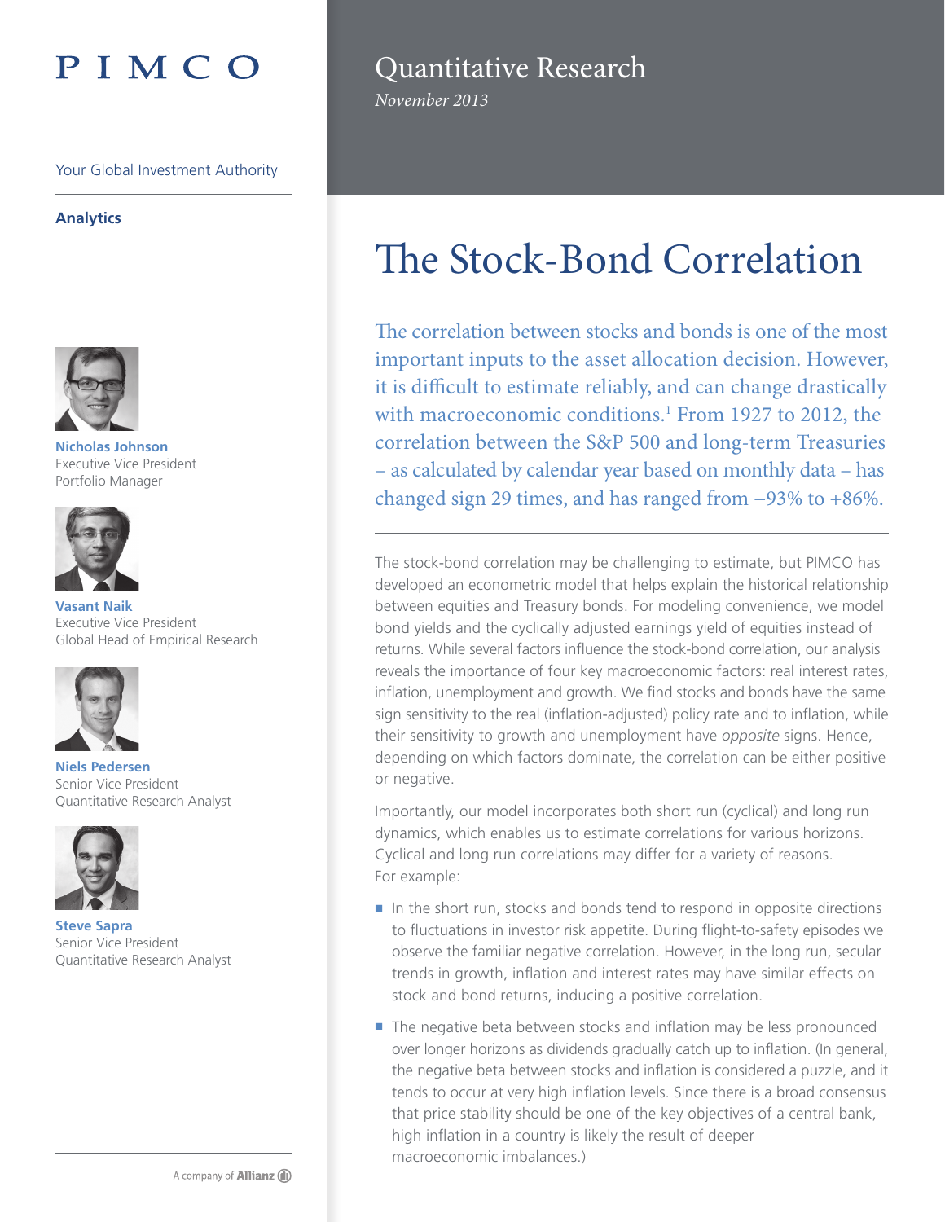# PIMCO

Your Global Investment Authority

**Analytics**

**Nicholas Johnson**
Executive Vice President
Portfolio Manager

**Vasant Naik**
Executive Vice President
Global Head of Empirical Research

**Niels Pedersen**
Senior Vice President
Quantitative Research Analyst

**Steve Sapra**
Senior Vice President
Quantitative Research Analyst

A company of Allianz

Quantitative Research
*November 2013*

# The Stock-Bond Correlation

The correlation between stocks and bonds is one of the most important inputs to the asset allocation decision. However, it is difficult to estimate reliably, and can change drastically with macroeconomic conditions.[1] From 1927 to 2012, the correlation between the S&P 500 and long-term Treasuries – as calculated by calendar year based on monthly data – has changed sign 29 times, and has ranged from –93% to +86%.

The stock-bond correlation may be challenging to estimate, but PIMCO has developed an econometric model that helps explain the historical relationship between equities and Treasury bonds. For modeling convenience, we model bond yields and the cyclically adjusted earnings yield of equities instead of returns. While several factors influence the stock-bond correlation, our analysis reveals the importance of four key macroeconomic factors: real interest rates, inflation, unemployment and growth. We find stocks and bonds have the same sign sensitivity to the real (inflation-adjusted) policy rate and to inflation, while their sensitivity to growth and unemployment have *opposite* signs. Hence, depending on which factors dominate, the correlation can be either positive or negative.

Importantly, our model incorporates both short run (cyclical) and long run dynamics, which enables us to estimate correlations for various horizons. Cyclical and long run correlations may differ for a variety of reasons. For example:

- In the short run, stocks and bonds tend to respond in opposite directions to fluctuations in investor risk appetite. During flight-to-safety episodes we observe the familiar negative correlation. However, in the long run, secular trends in growth, inflation and interest rates may have similar effects on stock and bond returns, inducing a positive correlation.
- The negative beta between stocks and inflation may be less pronounced over longer horizons as dividends gradually catch up to inflation. (In general, the negative beta between stocks and inflation is considered a puzzle, and it tends to occur at very high inflation levels. Since there is a broad consensus that price stability should be one of the key objectives of a central bank, high inflation in a country is likely the result of deeper macroeconomic imbalances.)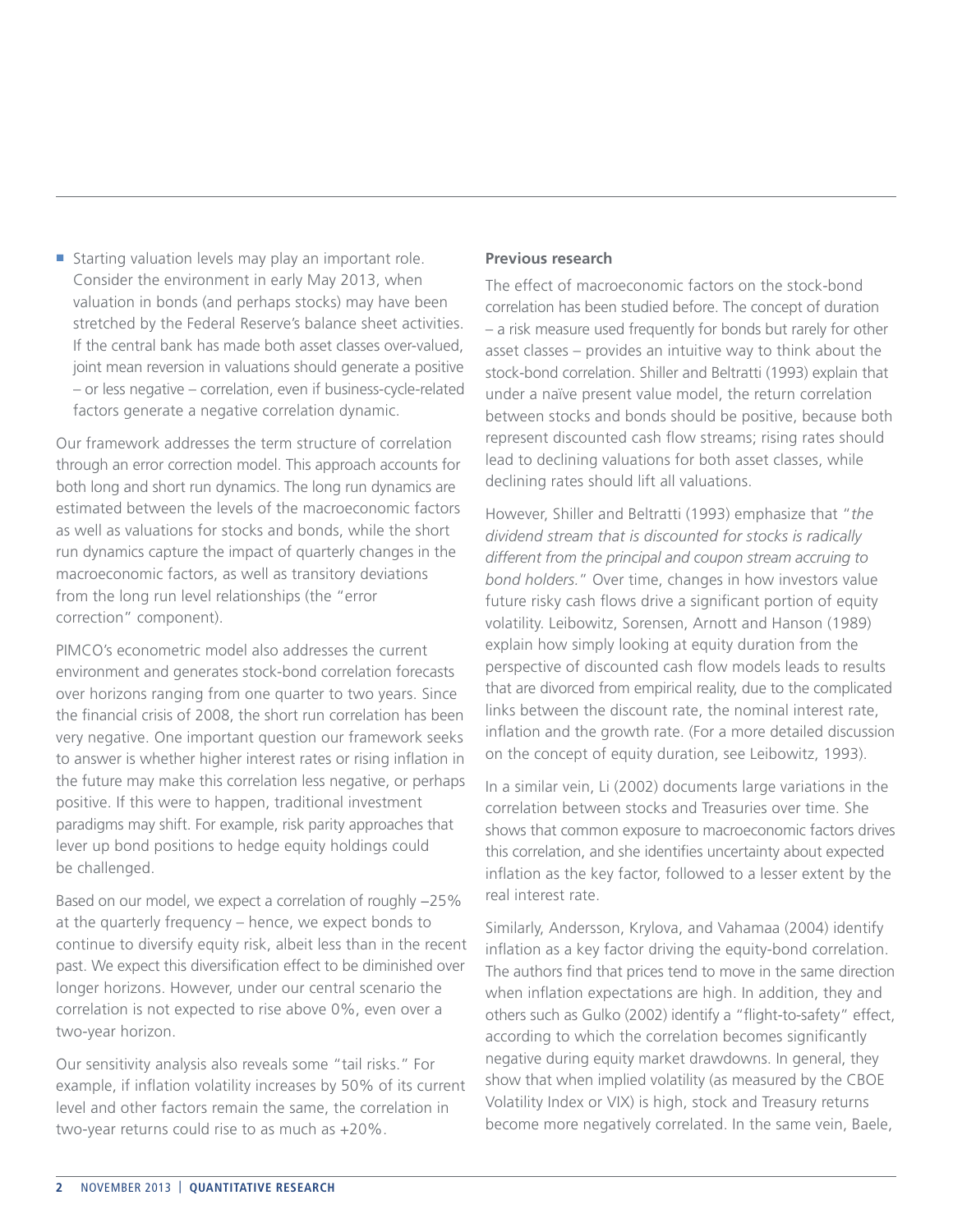- Starting valuation levels may play an important role. Consider the environment in early May 2013, when valuation in bonds (and perhaps stocks) may have been stretched by the Federal Reserve's balance sheet activities. If the central bank has made both asset classes over-valued, joint mean reversion in valuations should generate a positive – or less negative – correlation, even if business-cycle-related factors generate a negative correlation dynamic.

Our framework addresses the term structure of correlation through an error correction model. This approach accounts for both long and short run dynamics. The long run dynamics are estimated between the levels of the macroeconomic factors as well as valuations for stocks and bonds, while the short run dynamics capture the impact of quarterly changes in the macroeconomic factors, as well as transitory deviations from the long run level relationships (the "error correction" component).

PIMCO's econometric model also addresses the current environment and generates stock-bond correlation forecasts over horizons ranging from one quarter to two years. Since the financial crisis of 2008, the short run correlation has been very negative. One important question our framework seeks to answer is whether higher interest rates or rising inflation in the future may make this correlation less negative, or perhaps positive. If this were to happen, traditional investment paradigms may shift. For example, risk parity approaches that lever up bond positions to hedge equity holdings could be challenged.

Based on our model, we expect a correlation of roughly –25% at the quarterly frequency – hence, we expect bonds to continue to diversify equity risk, albeit less than in the recent past. We expect this diversification effect to be diminished over longer horizons. However, under our central scenario the correlation is not expected to rise above 0%, even over a two-year horizon.

Our sensitivity analysis also reveals some "tail risks." For example, if inflation volatility increases by 50% of its current level and other factors remain the same, the correlation in two-year returns could rise to as much as +20%.

**Previous research**

The effect of macroeconomic factors on the stock-bond correlation has been studied before. The concept of duration – a risk measure used frequently for bonds but rarely for other asset classes – provides an intuitive way to think about the stock-bond correlation. Shiller and Beltratti (1993) explain that under a naïve present value model, the return correlation between stocks and bonds should be positive, because both represent discounted cash flow streams; rising rates should lead to declining valuations for both asset classes, while declining rates should lift all valuations.

However, Shiller and Beltratti (1993) emphasize that "*the dividend stream that is discounted for stocks is radically different from the principal and coupon stream accruing to bond holders.*" Over time, changes in how investors value future risky cash flows drive a significant portion of equity volatility. Leibowitz, Sorensen, Arnott and Hanson (1989) explain how simply looking at equity duration from the perspective of discounted cash flow models leads to results that are divorced from empirical reality, due to the complicated links between the discount rate, the nominal interest rate, inflation and the growth rate. (For a more detailed discussion on the concept of equity duration, see Leibowitz, 1993).

In a similar vein, Li (2002) documents large variations in the correlation between stocks and Treasuries over time. She shows that common exposure to macroeconomic factors drives this correlation, and she identifies uncertainty about expected inflation as the key factor, followed to a lesser extent by the real interest rate.

Similarly, Andersson, Krylova, and Vahamaa (2004) identify inflation as a key factor driving the equity-bond correlation. The authors find that prices tend to move in the same direction when inflation expectations are high. In addition, they and others such as Gulko (2002) identify a "flight-to-safety" effect, according to which the correlation becomes significantly negative during equity market drawdowns. In general, they show that when implied volatility (as measured by the CBOE Volatility Index or VIX) is high, stock and Treasury returns become more negatively correlated. In the same vein, Baele,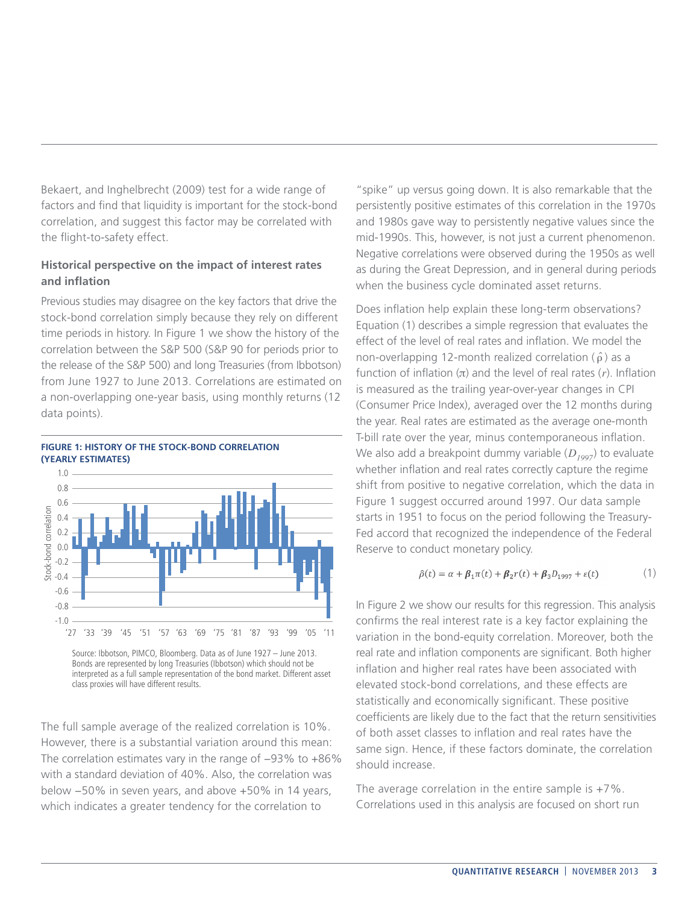Bekaert, and Inghelbrecht (2009) test for a wide range of factors and find that liquidity is important for the stock-bond correlation, and suggest this factor may be correlated with the flight-to-safety effect.

### Historical perspective on the impact of interest rates and inflation

Previous studies may disagree on the key factors that drive the stock-bond correlation simply because they rely on different time periods in history. In Figure 1 we show the history of the correlation between the S&P 500 (S&P 90 for periods prior to the release of the S&P 500) and long Treasuries (from Ibbotson) from June 1927 to June 2013. Correlations are estimated on a non-overlapping one-year basis, using monthly returns (12 data points).

**FIGURE 1: HISTORY OF THE STOCK-BOND CORRELATION (YEARLY ESTIMATES)**

Source: Ibbotson, PIMCO, Bloomberg. Data as of June 1927 – June 2013. Bonds are represented by long Treasuries (Ibbotson) which should not be interpreted as a full sample representation of the bond market. Different asset class proxies will have different results.

The full sample average of the realized correlation is 10%. However, there is a substantial variation around this mean: The correlation estimates vary in the range of −93% to +86% with a standard deviation of 40%. Also, the correlation was below −50% in seven years, and above +50% in 14 years, which indicates a greater tendency for the correlation to "spike" up versus going down. It is also remarkable that the persistently positive estimates of this correlation in the 1970s and 1980s gave way to persistently negative values since the mid-1990s. This, however, is not just a current phenomenon. Negative correlations were observed during the 1950s as well as during the Great Depression, and in general during periods when the business cycle dominated asset returns.

Does inflation help explain these long-term observations? Equation (1) describes a simple regression that evaluates the effect of the level of real rates and inflation. We model the non-overlapping 12-month realized correlation ($\hat{\rho}$) as a function of inflation ($\pi$) and the level of real rates ($r$). Inflation is measured as the trailing year-over-year changes in CPI (Consumer Price Index), averaged over the 12 months during the year. Real rates are estimated as the average one-month T-bill rate over the year, minus contemporaneous inflation. We also add a breakpoint dummy variable ($D_{1997}$) to evaluate whether inflation and real rates correctly capture the regime shift from positive to negative correlation, which the data in Figure 1 suggest occurred around 1997. Our data sample starts in 1951 to focus on the period following the Treasury-Fed accord that recognized the independence of the Federal Reserve to conduct monetary policy.

$$\hat{\rho}(t) = \alpha + \boldsymbol{\beta}_1 \pi(t) + \boldsymbol{\beta}_2 r(t) + \boldsymbol{\beta}_3 D_{1997} + \varepsilon(t) \qquad (1)$$

In Figure 2 we show our results for this regression. This analysis confirms the real interest rate is a key factor explaining the variation in the bond-equity correlation. Moreover, both the real rate and inflation components are significant. Both higher inflation and higher real rates have been associated with elevated stock-bond correlations, and these effects are statistically and economically significant. These positive coefficients are likely due to the fact that the return sensitivities of both asset classes to inflation and real rates have the same sign. Hence, if these factors dominate, the correlation should increase.

The average correlation in the entire sample is +7%. Correlations used in this analysis are focused on short run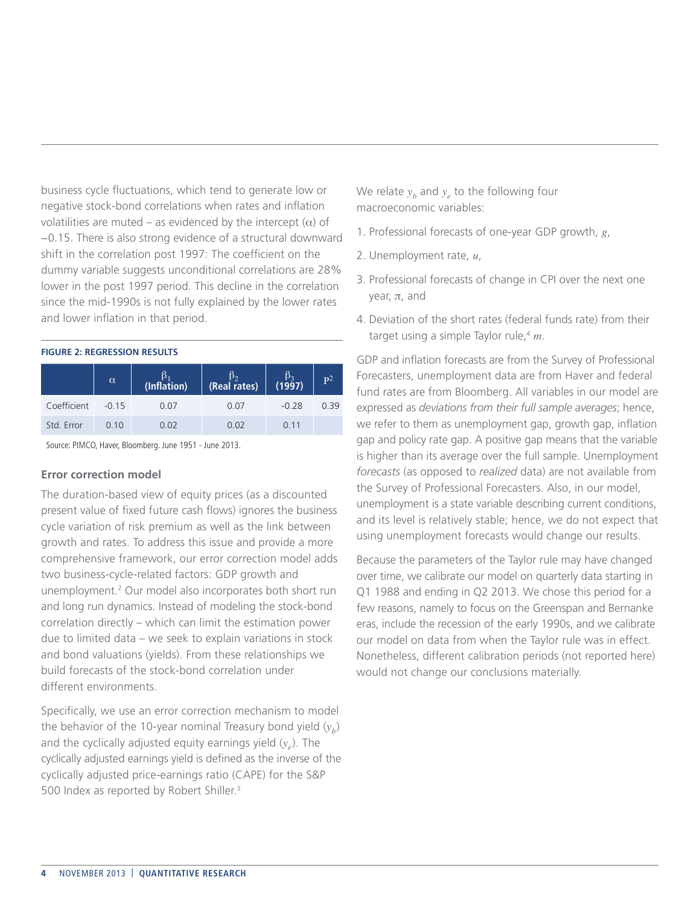business cycle fluctuations, which tend to generate low or negative stock-bond correlations when rates and inflation volatilities are muted – as evidenced by the intercept ($\alpha$) of –0.15. There is also strong evidence of a structural downward shift in the correlation post 1997: The coefficient on the dummy variable suggests unconditional correlations are 28% lower in the post 1997 period. This decline in the correlation since the mid-1990s is not fully explained by the lower rates and lower inflation in that period.

**FIGURE 2: REGRESSION RESULTS**

| | $\alpha$ | $\beta_1$ (Inflation) | $\beta_2$ (Real rates) | $\beta_3$ (1997) | $R^2$ |
|---|---|---|---|---|---|
| Coefficient | -0.15 | 0.07 | 0.07 | -0.28 | 0.39 |
| Std. Error | 0.10 | 0.02 | 0.02 | 0.11 | |

Source: PIMCO, Haver, Bloomberg. June 1951 - June 2013.

### Error correction model

The duration-based view of equity prices (as a discounted present value of fixed future cash flows) ignores the business cycle variation of risk premium as well as the link between growth and rates. To address this issue and provide a more comprehensive framework, our error correction model adds two business-cycle-related factors: GDP growth and unemployment.[2] Our model also incorporates both short run and long run dynamics. Instead of modeling the stock-bond correlation directly – which can limit the estimation power due to limited data – we seek to explain variations in stock and bond valuations (yields). From these relationships we build forecasts of the stock-bond correlation under different environments.

Specifically, we use an error correction mechanism to model the behavior of the 10-year nominal Treasury bond yield ($y_b$) and the cyclically adjusted equity earnings yield ($y_e$). The cyclically adjusted earnings yield is defined as the inverse of the cyclically adjusted price-earnings ratio (CAPE) for the S&P 500 Index as reported by Robert Shiller.[3]

We relate $y_b$ and $y_e$ to the following four macroeconomic variables:

1. Professional forecasts of one-year GDP growth, $g$,
2. Unemployment rate, $u$,
3. Professional forecasts of change in CPI over the next one year, $\pi$, and
4. Deviation of the short rates (federal funds rate) from their target using a simple Taylor rule,[4] $m$.

GDP and inflation forecasts are from the Survey of Professional Forecasters, unemployment data are from Haver and federal fund rates are from Bloomberg. All variables in our model are expressed as *deviations from their full sample averages*; hence, we refer to them as unemployment gap, growth gap, inflation gap and policy rate gap. A positive gap means that the variable is higher than its average over the full sample. Unemployment *forecasts* (as opposed to *realized* data) are not available from the Survey of Professional Forecasters. Also, in our model, unemployment is a state variable describing current conditions, and its level is relatively stable; hence, we do not expect that using unemployment forecasts would change our results.

Because the parameters of the Taylor rule may have changed over time, we calibrate our model on quarterly data starting in Q1 1988 and ending in Q2 2013. We chose this period for a few reasons, namely to focus on the Greenspan and Bernanke eras, include the recession of the early 1990s, and we calibrate our model on data from when the Taylor rule was in effect. Nonetheless, different calibration periods (not reported here) would not change our conclusions materially.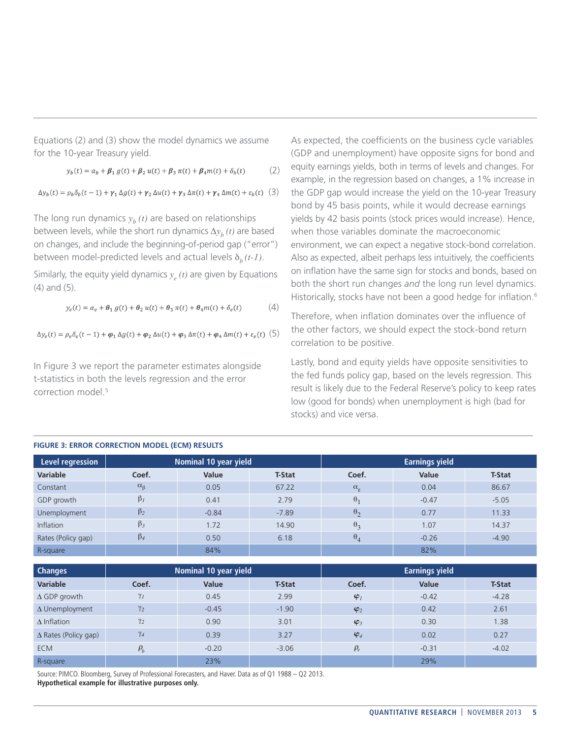Equations (2) and (3) show the model dynamics we assume for the 10-year Treasury yield.

$$y_b(t) = \alpha_b + \boldsymbol{\beta}_1\, g(t) + \boldsymbol{\beta}_2\, u(t) + \boldsymbol{\beta}_3\, \pi(t) + \boldsymbol{\beta}_4 m(t) + \delta_b(t) \qquad (2)$$

$$\Delta y_b(t) = \rho_b \delta_b(t-1) + \boldsymbol{\gamma}_1\, \Delta g(t) + \boldsymbol{\gamma}_2\, \Delta u(t) + \boldsymbol{\gamma}_3\, \Delta \pi(t) + \boldsymbol{\gamma}_4\, \Delta m(t) + \varepsilon_b(t) \quad (3)$$

The long run dynamics $y_b(t)$ are based on relationships between levels, while the short run dynamics $\Delta y_b(t)$ are based on changes, and include the beginning-of-period gap ("error") between model-predicted levels and actual levels $\delta_b(t\text{-}1)$.

Similarly, the equity yield dynamics $y_e(t)$ are given by Equations (4) and (5).

$$y_e(t) = \alpha_e + \boldsymbol{\theta}_1\, g(t) + \boldsymbol{\theta}_2\, u(t) + \boldsymbol{\theta}_3\, \pi(t) + \boldsymbol{\theta}_4 m(t) + \delta_e(t) \qquad (4)$$

$$\Delta y_e(t) = \rho_e \delta_e(t-1) + \boldsymbol{\varphi}_1\, \Delta g(t) + \boldsymbol{\varphi}_2\, \Delta u(t) + \boldsymbol{\varphi}_3\, \Delta \pi(t) + \boldsymbol{\varphi}_4\, \Delta m(t) + \varepsilon_e(t) \quad (5)$$

In Figure 3 we report the parameter estimates alongside t-statistics in both the levels regression and the error correction model.[5]

As expected, the coefficients on the business cycle variables (GDP and unemployment) have opposite signs for bond and equity earnings yields, both in terms of levels and changes. For example, in the regression based on changes, a 1% increase in the GDP gap would increase the yield on the 10-year Treasury bond by 45 basis points, while it would decrease earnings yields by 42 basis points (stock prices would increase). Hence, when those variables dominate the macroeconomic environment, we can expect a negative stock-bond correlation. Also as expected, albeit perhaps less intuitively, the coefficients on inflation have the same sign for stocks and bonds, based on both the short run changes *and* the long run level dynamics. Historically, stocks have not been a good hedge for inflation.[6]

Therefore, when inflation dominates over the influence of the other factors, we should expect the stock-bond return correlation to be positive.

Lastly, bond and equity yields have opposite sensitivities to the fed funds policy gap, based on the levels regression. This result is likely due to the Federal Reserve's policy to keep rates low (good for bonds) when unemployment is high (bad for stocks) and vice versa.

**FIGURE 3: ERROR CORRECTION MODEL (ECM) RESULTS**

| Level regression | Nominal 10 year yield | | | Earnings yield | | |
|---|---|---|---|---|---|---|
| **Variable** | **Coef.** | **Value** | **T-Stat** | **Coef.** | **Value** | **T-Stat** |
| Constant | $\alpha_\beta$ | 0.05 | 67.22 | $\alpha_\varepsilon$ | 0.04 | 86.67 |
| GDP growth | $\beta_1$ | 0.41 | 2.79 | $\theta_1$ | -0.47 | -5.05 |
| Unemployment | $\beta_2$ | -0.84 | -7.89 | $\theta_2$ | 0.77 | 11.33 |
| Inflation | $\beta_3$ | 1.72 | 14.90 | $\theta_3$ | 1.07 | 14.37 |
| Rates (Policy gap) | $\beta_4$ | 0.50 | 6.18 | $\theta_4$ | -0.26 | -4.90 |
| R-square | | 84% | | | 82% | |

| Changes | Nominal 10 year yield | | | Earnings yield | | |
|---|---|---|---|---|---|---|
| **Variable** | **Coef.** | **Value** | **T-Stat** | **Coef.** | **Value** | **T-Stat** |
| Δ GDP growth | $\gamma_1$ | 0.45 | 2.99 | $\varphi_1$ | -0.42 | -4.28 |
| Δ Unemployment | $\gamma_2$ | -0.45 | -1.90 | $\varphi_2$ | 0.42 | 2.61 |
| Δ Inflation | $\gamma_2$ | 0.90 | 3.01 | $\varphi_3$ | 0.30 | 1.38 |
| Δ Rates (Policy gap) | $\gamma_4$ | 0.39 | 3.27 | $\varphi_4$ | 0.02 | 0.27 |
| ECM | $\rho_b$ | -0.20 | -3.06 | $\rho_e$ | -0.31 | -4.02 |
| R-square | | 23% | | | 29% | |

Source: PIMCO. Bloomberg, Survey of Professional Forecasters, and Haver. Data as of Q1 1988 – Q2 2013.
**Hypothetical example for illustrative purposes only.**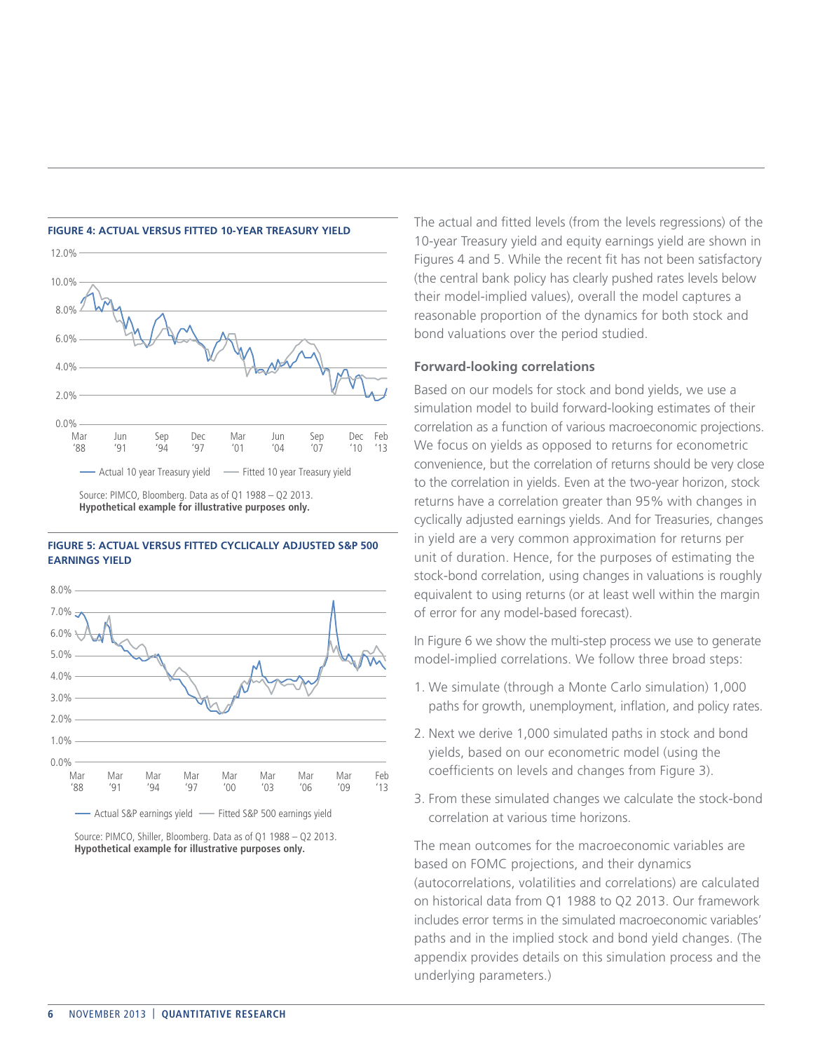**FIGURE 4: ACTUAL VERSUS FITTED 10-YEAR TREASURY YIELD**

Source: PIMCO, Bloomberg. Data as of Q1 1988 – Q2 2013.
**Hypothetical example for illustrative purposes only.**

**FIGURE 5: ACTUAL VERSUS FITTED CYCLICALLY ADJUSTED S&P 500 EARNINGS YIELD**

Source: PIMCO, Shiller, Bloomberg. Data as of Q1 1988 – Q2 2013.
**Hypothetical example for illustrative purposes only.**

The actual and fitted levels (from the levels regressions) of the 10-year Treasury yield and equity earnings yield are shown in Figures 4 and 5. While the recent fit has not been satisfactory (the central bank policy has clearly pushed rates levels below their model-implied values), overall the model captures a reasonable proportion of the dynamics for both stock and bond valuations over the period studied.

### Forward-looking correlations

Based on our models for stock and bond yields, we use a simulation model to build forward-looking estimates of their correlation as a function of various macroeconomic projections. We focus on yields as opposed to returns for econometric convenience, but the correlation of returns should be very close to the correlation in yields. Even at the two-year horizon, stock returns have a correlation greater than 95% with changes in cyclically adjusted earnings yields. And for Treasuries, changes in yield are a very common approximation for returns per unit of duration. Hence, for the purposes of estimating the stock-bond correlation, using changes in valuations is roughly equivalent to using returns (or at least well within the margin of error for any model-based forecast).

In Figure 6 we show the multi-step process we use to generate model-implied correlations. We follow three broad steps:

1. We simulate (through a Monte Carlo simulation) 1,000 paths for growth, unemployment, inflation, and policy rates.
2. Next we derive 1,000 simulated paths in stock and bond yields, based on our econometric model (using the coefficients on levels and changes from Figure 3).
3. From these simulated changes we calculate the stock-bond correlation at various time horizons.

The mean outcomes for the macroeconomic variables are based on FOMC projections, and their dynamics (autocorrelations, volatilities and correlations) are calculated on historical data from Q1 1988 to Q2 2013. Our framework includes error terms in the simulated macroeconomic variables' paths and in the implied stock and bond yield changes. (The appendix provides details on this simulation process and the underlying parameters.)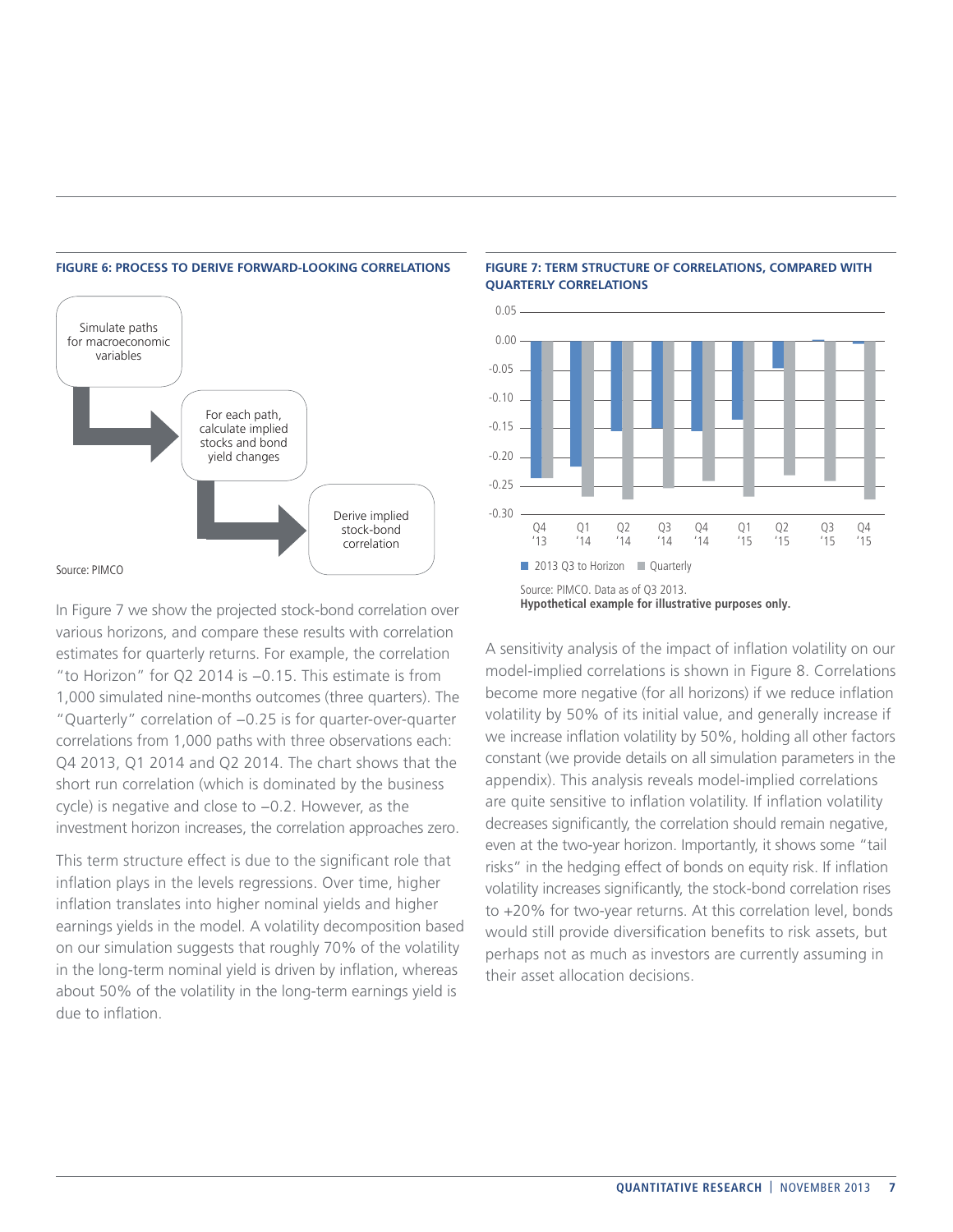**FIGURE 6: PROCESS TO DERIVE FORWARD-LOOKING CORRELATIONS**

Simulate paths for macroeconomic variables → For each path, calculate implied stocks and bond yield changes → Derive implied stock-bond correlation

Source: PIMCO

In Figure 7 we show the projected stock-bond correlation over various horizons, and compare these results with correlation estimates for quarterly returns. For example, the correlation "to Horizon" for Q2 2014 is −0.15. This estimate is from 1,000 simulated nine-months outcomes (three quarters). The "Quarterly" correlation of −0.25 is for quarter-over-quarter correlations from 1,000 paths with three observations each: Q4 2013, Q1 2014 and Q2 2014. The chart shows that the short run correlation (which is dominated by the business cycle) is negative and close to −0.2. However, as the investment horizon increases, the correlation approaches zero.

This term structure effect is due to the significant role that inflation plays in the levels regressions. Over time, higher inflation translates into higher nominal yields and higher earnings yields in the model. A volatility decomposition based on our simulation suggests that roughly 70% of the volatility in the long-term nominal yield is driven by inflation, whereas about 50% of the volatility in the long-term earnings yield is due to inflation.

**FIGURE 7: TERM STRUCTURE OF CORRELATIONS, COMPARED WITH QUARTERLY CORRELATIONS**

Legend: 2013 Q3 to Horizon; Quarterly

Horizons: Q4 '13, Q1 '14, Q2 '14, Q3 '14, Q4 '14, Q1 '15, Q2 '15, Q3 '15, Q4 '15 (y-axis from -0.30 to 0.05)

Source: PIMCO. Data as of Q3 2013.
**Hypothetical example for illustrative purposes only.**

A sensitivity analysis of the impact of inflation volatility on our model-implied correlations is shown in Figure 8. Correlations become more negative (for all horizons) if we reduce inflation volatility by 50% of its initial value, and generally increase if we increase inflation volatility by 50%, holding all other factors constant (we provide details on all simulation parameters in the appendix). This analysis reveals model-implied correlations are quite sensitive to inflation volatility. If inflation volatility decreases significantly, the correlation should remain negative, even at the two-year horizon. Importantly, it shows some "tail risks" in the hedging effect of bonds on equity risk. If inflation volatility increases significantly, the stock-bond correlation rises to +20% for two-year returns. At this correlation level, bonds would still provide diversification benefits to risk assets, but perhaps not as much as investors are currently assuming in their asset allocation decisions.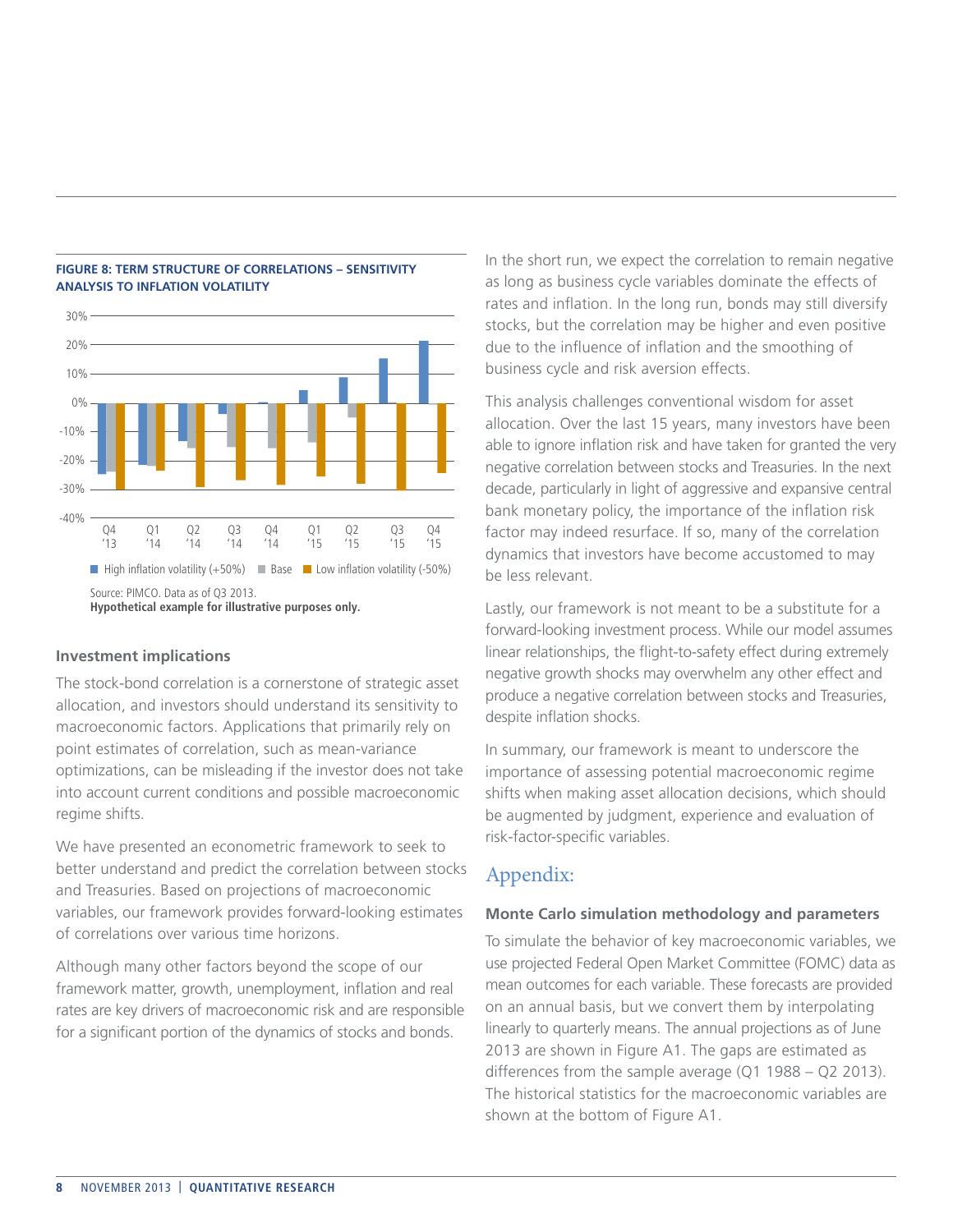**FIGURE 8: TERM STRUCTURE OF CORRELATIONS – SENSITIVITY ANALYSIS TO INFLATION VOLATILITY**

Source: PIMCO. Data as of Q3 2013.
**Hypothetical example for illustrative purposes only.**

### Investment implications

The stock-bond correlation is a cornerstone of strategic asset allocation, and investors should understand its sensitivity to macroeconomic factors. Applications that primarily rely on point estimates of correlation, such as mean-variance optimizations, can be misleading if the investor does not take into account current conditions and possible macroeconomic regime shifts.

We have presented an econometric framework to seek to better understand and predict the correlation between stocks and Treasuries. Based on projections of macroeconomic variables, our framework provides forward-looking estimates of correlations over various time horizons.

Although many other factors beyond the scope of our framework matter, growth, unemployment, inflation and real rates are key drivers of macroeconomic risk and are responsible for a significant portion of the dynamics of stocks and bonds.

In the short run, we expect the correlation to remain negative as long as business cycle variables dominate the effects of rates and inflation. In the long run, bonds may still diversify stocks, but the correlation may be higher and even positive due to the influence of inflation and the smoothing of business cycle and risk aversion effects.

This analysis challenges conventional wisdom for asset allocation. Over the last 15 years, many investors have been able to ignore inflation risk and have taken for granted the very negative correlation between stocks and Treasuries. In the next decade, particularly in light of aggressive and expansive central bank monetary policy, the importance of the inflation risk factor may indeed resurface. If so, many of the correlation dynamics that investors have become accustomed to may be less relevant.

Lastly, our framework is not meant to be a substitute for a forward-looking investment process. While our model assumes linear relationships, the flight-to-safety effect during extremely negative growth shocks may overwhelm any other effect and produce a negative correlation between stocks and Treasuries, despite inflation shocks.

In summary, our framework is meant to underscore the importance of assessing potential macroeconomic regime shifts when making asset allocation decisions, which should be augmented by judgment, experience and evaluation of risk-factor-specific variables.

## Appendix:

### Monte Carlo simulation methodology and parameters

To simulate the behavior of key macroeconomic variables, we use projected Federal Open Market Committee (FOMC) data as mean outcomes for each variable. These forecasts are provided on an annual basis, but we convert them by interpolating linearly to quarterly means. The annual projections as of June 2013 are shown in Figure A1. The gaps are estimated as differences from the sample average (Q1 1988 – Q2 2013). The historical statistics for the macroeconomic variables are shown at the bottom of Figure A1.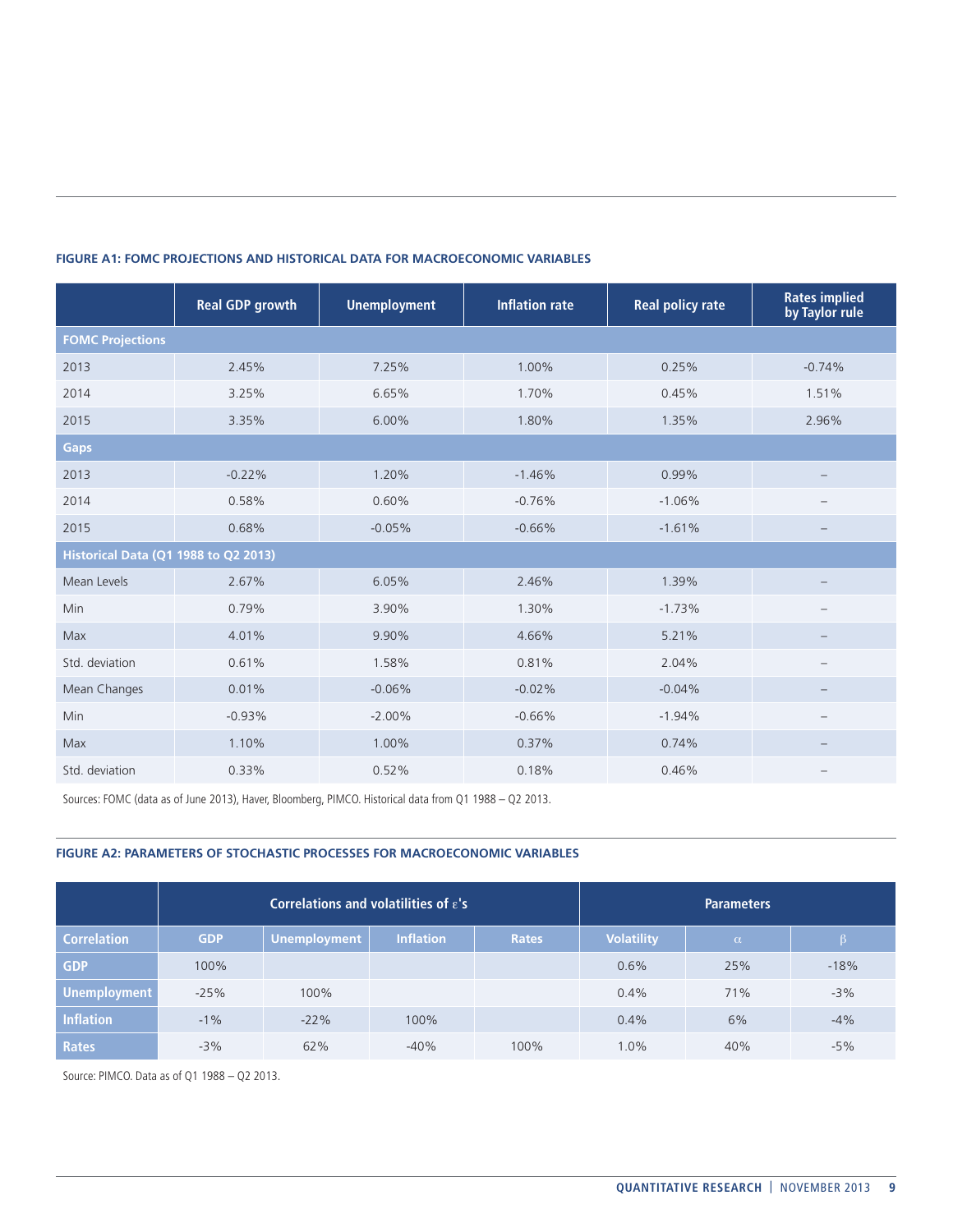#### FIGURE A1: FOMC PROJECTIONS AND HISTORICAL DATA FOR MACROECONOMIC VARIABLES

| | Real GDP growth | Unemployment | Inflation rate | Real policy rate | Rates implied by Taylor rule |
|---|---|---|---|---|---|
| **FOMC Projections** | | | | | |
| 2013 | 2.45% | 7.25% | 1.00% | 0.25% | -0.74% |
| 2014 | 3.25% | 6.65% | 1.70% | 0.45% | 1.51% |
| 2015 | 3.35% | 6.00% | 1.80% | 1.35% | 2.96% |
| **Gaps** | | | | | |
| 2013 | -0.22% | 1.20% | -1.46% | 0.99% | – |
| 2014 | 0.58% | 0.60% | -0.76% | -1.06% | – |
| 2015 | 0.68% | -0.05% | -0.66% | -1.61% | – |
| **Historical Data (Q1 1988 to Q2 2013)** | | | | | |
| Mean Levels | 2.67% | 6.05% | 2.46% | 1.39% | – |
| Min | 0.79% | 3.90% | 1.30% | -1.73% | – |
| Max | 4.01% | 9.90% | 4.66% | 5.21% | – |
| Std. deviation | 0.61% | 1.58% | 0.81% | 2.04% | – |
| Mean Changes | 0.01% | -0.06% | -0.02% | -0.04% | – |
| Min | -0.93% | -2.00% | -0.66% | -1.94% | – |
| Max | 1.10% | 1.00% | 0.37% | 0.74% | – |
| Std. deviation | 0.33% | 0.52% | 0.18% | 0.46% | – |

Sources: FOMC (data as of June 2013), Haver, Bloomberg, PIMCO. Historical data from Q1 1988 – Q2 2013.

#### FIGURE A2: PARAMETERS OF STOCHASTIC PROCESSES FOR MACROECONOMIC VARIABLES

| | Correlations and volatilities of $\varepsilon$'s | | | | Parameters | | |
|---|---|---|---|---|---|---|---|
| **Correlation** | GDP | Unemployment | Inflation | Rates | Volatility | $\alpha$ | $\beta$ |
| **GDP** | 100% | | | | 0.6% | 25% | -18% |
| **Unemployment** | -25% | 100% | | | 0.4% | 71% | -3% |
| **Inflation** | -1% | -22% | 100% | | 0.4% | 6% | -4% |
| **Rates** | -3% | 62% | -40% | 100% | 1.0% | 40% | -5% |

Source: PIMCO. Data as of Q1 1988 – Q2 2013.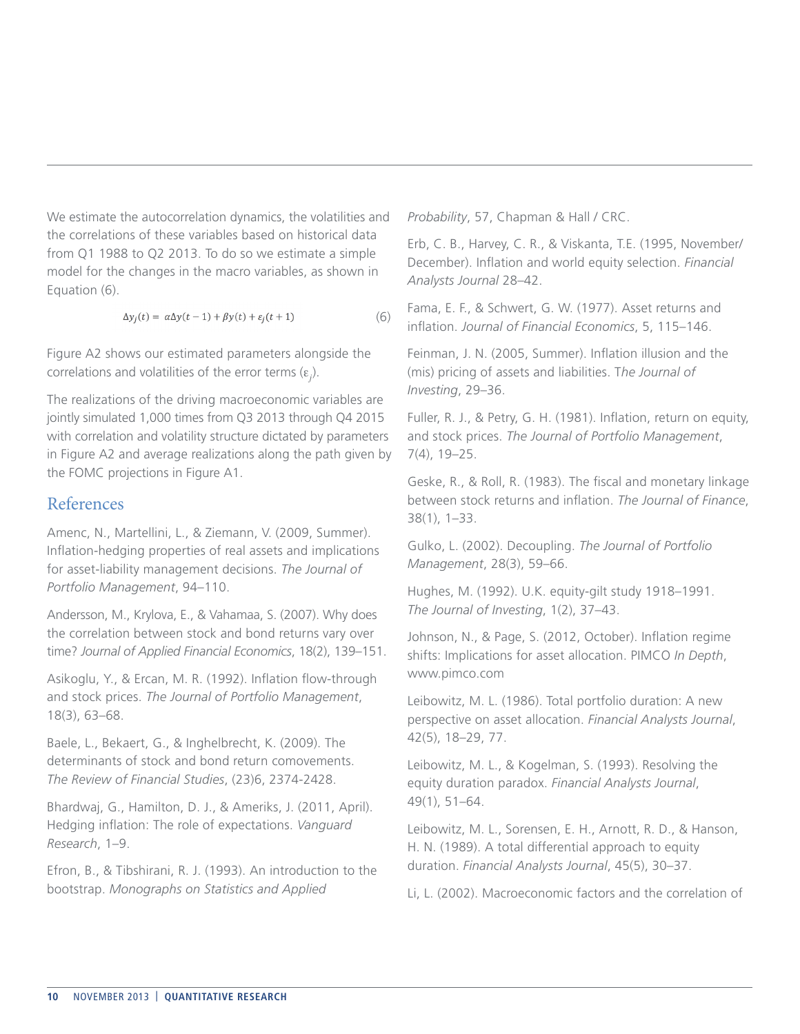We estimate the autocorrelation dynamics, the volatilities and the correlations of these variables based on historical data from Q1 1988 to Q2 2013. To do so we estimate a simple model for the changes in the macro variables, as shown in Equation (6).

$$\Delta y_j(t) = \alpha \Delta y(t-1) + \beta y(t) + \varepsilon_j(t+1) \tag{6}$$

Figure A2 shows our estimated parameters alongside the correlations and volatilities of the error terms ($\varepsilon_j$).

The realizations of the driving macroeconomic variables are jointly simulated 1,000 times from Q3 2013 through Q4 2015 with correlation and volatility structure dictated by parameters in Figure A2 and average realizations along the path given by the FOMC projections in Figure A1.

## References

Amenc, N., Martellini, L., & Ziemann, V. (2009, Summer). Inflation-hedging properties of real assets and implications for asset-liability management decisions. *The Journal of Portfolio Management*, 94–110.

Andersson, M., Krylova, E., & Vahamaa, S. (2007). Why does the correlation between stock and bond returns vary over time? *Journal of Applied Financial Economics*, 18(2), 139–151.

Asikoglu, Y., & Ercan, M. R. (1992). Inflation flow-through and stock prices. *The Journal of Portfolio Management*, 18(3), 63–68.

Baele, L., Bekaert, G., & Inghelbrecht, K. (2009). The determinants of stock and bond return comovements. *The Review of Financial Studies*, (23)6, 2374-2428.

Bhardwaj, G., Hamilton, D. J., & Ameriks, J. (2011, April). Hedging inflation: The role of expectations. *Vanguard Research*, 1–9.

Efron, B., & Tibshirani, R. J. (1993). An introduction to the bootstrap. *Monographs on Statistics and Applied Probability*, 57, Chapman & Hall / CRC.

Erb, C. B., Harvey, C. R., & Viskanta, T.E. (1995, November/December). Inflation and world equity selection. *Financial Analysts Journal* 28–42.

Fama, E. F., & Schwert, G. W. (1977). Asset returns and inflation. *Journal of Financial Economics*, 5, 115–146.

Feinman, J. N. (2005, Summer). Inflation illusion and the (mis) pricing of assets and liabilities. T*he Journal of Investing*, 29–36.

Fuller, R. J., & Petry, G. H. (1981). Inflation, return on equity, and stock prices. *The Journal of Portfolio Management*, 7(4), 19–25.

Geske, R., & Roll, R. (1983). The fiscal and monetary linkage between stock returns and inflation. *The Journal of Finance*, 38(1), 1–33.

Gulko, L. (2002). Decoupling. *The Journal of Portfolio Management*, 28(3), 59–66.

Hughes, M. (1992). U.K. equity-gilt study 1918–1991. *The Journal of Investing*, 1(2), 37–43.

Johnson, N., & Page, S. (2012, October). Inflation regime shifts: Implications for asset allocation. PIMCO *In Depth*, www.pimco.com

Leibowitz, M. L. (1986). Total portfolio duration: A new perspective on asset allocation. *Financial Analysts Journal*, 42(5), 18–29, 77.

Leibowitz, M. L., & Kogelman, S. (1993). Resolving the equity duration paradox. *Financial Analysts Journal*, 49(1), 51–64.

Leibowitz, M. L., Sorensen, E. H., Arnott, R. D., & Hanson, H. N. (1989). A total differential approach to equity duration. *Financial Analysts Journal*, 45(5), 30–37.

Li, L. (2002). Macroeconomic factors and the correlation of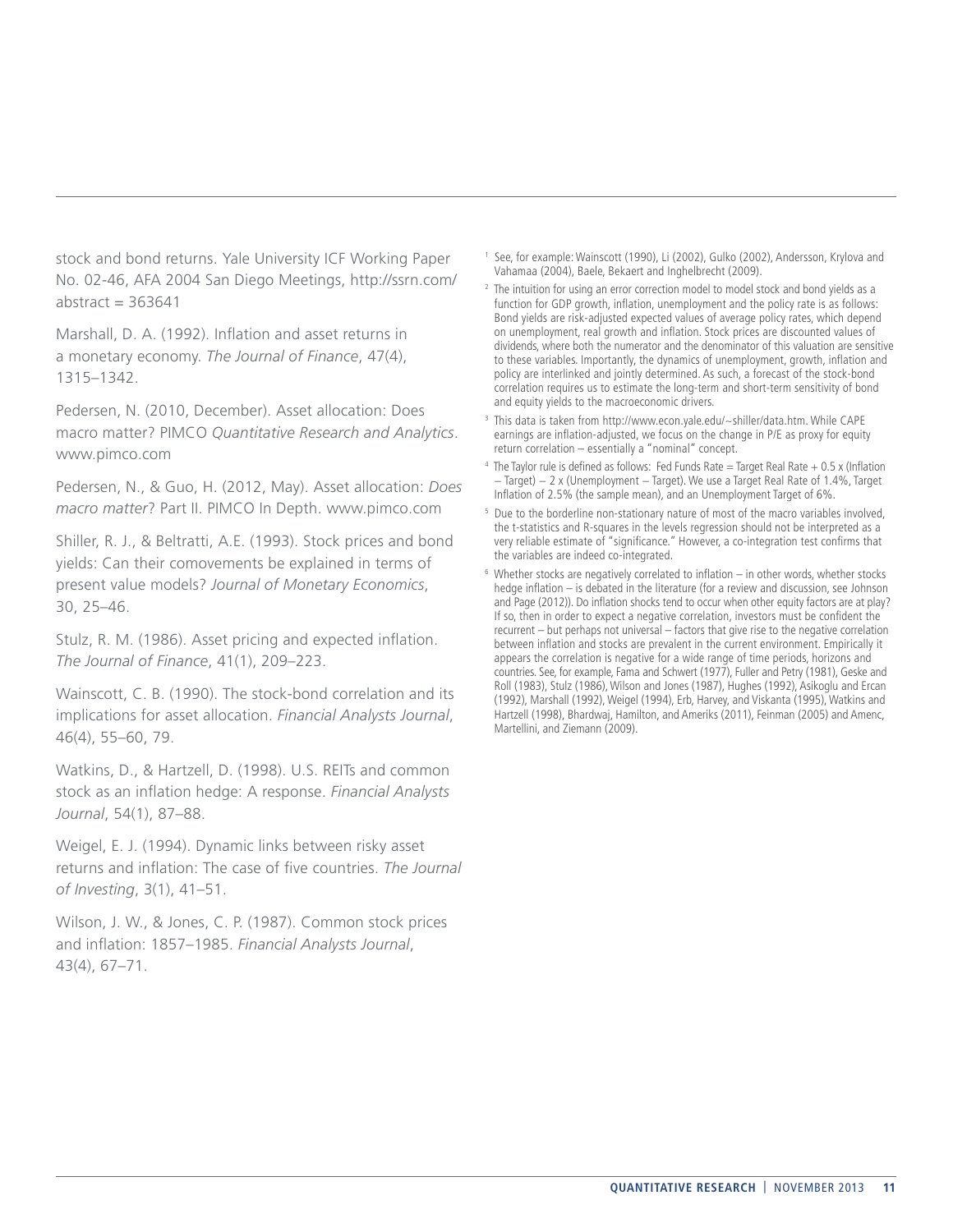stock and bond returns. Yale University ICF Working Paper No. 02-46, AFA 2004 San Diego Meetings, http://ssrn.com/abstract = 363641

Marshall, D. A. (1992). Inflation and asset returns in a monetary economy. *The Journal of Finance*, 47(4), 1315–1342.

Pedersen, N. (2010, December). Asset allocation: Does macro matter? PIMCO *Quantitative Research and Analytics*. www.pimco.com

Pedersen, N., & Guo, H. (2012, May). Asset allocation: *Does macro matter*? Part II. PIMCO In Depth. www.pimco.com

Shiller, R. J., & Beltratti, A.E. (1993). Stock prices and bond yields: Can their comovements be explained in terms of present value models? *Journal of Monetary Economics*, 30, 25–46.

Stulz, R. M. (1986). Asset pricing and expected inflation. *The Journal of Finance*, 41(1), 209–223.

Wainscott, C. B. (1990). The stock-bond correlation and its implications for asset allocation. *Financial Analysts Journal*, 46(4), 55–60, 79.

Watkins, D., & Hartzell, D. (1998). U.S. REITs and common stock as an inflation hedge: A response. *Financial Analysts Journal*, 54(1), 87–88.

Weigel, E. J. (1994). Dynamic links between risky asset returns and inflation: The case of five countries. *The Journal of Investing*, 3(1), 41–51.

Wilson, J. W., & Jones, C. P. (1987). Common stock prices and inflation: 1857–1985. *Financial Analysts Journal*, 43(4), 67–71.

[1] See, for example: Wainscott (1990), Li (2002), Gulko (2002), Andersson, Krylova and Vahamaa (2004), Baele, Bekaert and Inghelbrecht (2009).

[2] The intuition for using an error correction model to model stock and bond yields as a function for GDP growth, inflation, unemployment and the policy rate is as follows: Bond yields are risk-adjusted expected values of average policy rates, which depend on unemployment, real growth and inflation. Stock prices are discounted values of dividends, where both the numerator and the denominator of this valuation are sensitive to these variables. Importantly, the dynamics of unemployment, growth, inflation and policy are interlinked and jointly determined. As such, a forecast of the stock-bond correlation requires us to estimate the long-term and short-term sensitivity of bond and equity yields to the macroeconomic drivers.

[3] This data is taken from http://www.econ.yale.edu/~shiller/data.htm. While CAPE earnings are inflation-adjusted, we focus on the change in P/E as proxy for equity return correlation – essentially a "nominal" concept.

[4] The Taylor rule is defined as follows: Fed Funds Rate = Target Real Rate + 0.5 x (Inflation – Target) – 2 x (Unemployment – Target). We use a Target Real Rate of 1.4%, Target Inflation of 2.5% (the sample mean), and an Unemployment Target of 6%.

[5] Due to the borderline non-stationary nature of most of the macro variables involved, the t-statistics and R-squares in the levels regression should not be interpreted as a very reliable estimate of "significance." However, a co-integration test confirms that the variables are indeed co-integrated.

[6] Whether stocks are negatively correlated to inflation – in other words, whether stocks hedge inflation – is debated in the literature (for a review and discussion, see Johnson and Page (2012)). Do inflation shocks tend to occur when other equity factors are at play? If so, then in order to expect a negative correlation, investors must be confident the recurrent – but perhaps not universal – factors that give rise to the negative correlation between inflation and stocks are prevalent in the current environment. Empirically it appears the correlation is negative for a wide range of time periods, horizons and countries. See, for example, Fama and Schwert (1977), Fuller and Petry (1981), Geske and Roll (1983), Stulz (1986), Wilson and Jones (1987), Hughes (1992), Asikoglu and Ercan (1992), Marshall (1992), Weigel (1994), Erb, Harvey, and Viskanta (1995), Watkins and Hartzell (1998), Bhardwaj, Hamilton, and Ameriks (2011), Feinman (2005) and Amenc, Martellini, and Ziemann (2009).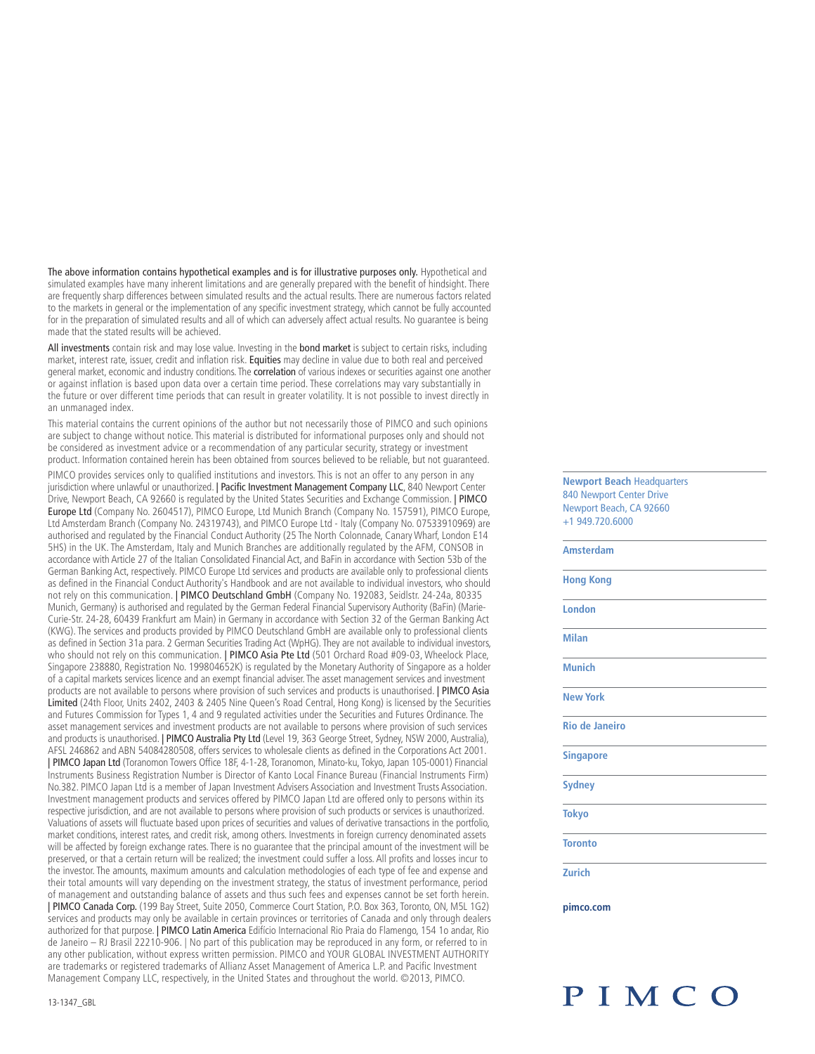The above information contains hypothetical examples and is for illustrative purposes only. Hypothetical and simulated examples have many inherent limitations and are generally prepared with the benefit of hindsight. There are frequently sharp differences between simulated results and the actual results. There are numerous factors related to the markets in general or the implementation of any specific investment strategy, which cannot be fully accounted for in the preparation of simulated results and all of which can adversely affect actual results. No guarantee is being made that the stated results will be achieved.

All investments contain risk and may lose value. Investing in the bond market is subject to certain risks, including market, interest rate, issuer, credit and inflation risk. Equities may decline in value due to both real and perceived general market, economic and industry conditions. The correlation of various indexes or securities against one another or against inflation is based upon data over a certain time period. These correlations may vary substantially in the future or over different time periods that can result in greater volatility. It is not possible to invest directly in an unmanaged index.

This material contains the current opinions of the author but not necessarily those of PIMCO and such opinions are subject to change without notice. This material is distributed for informational purposes only and should not be considered as investment advice or a recommendation of any particular security, strategy or investment product. Information contained herein has been obtained from sources believed to be reliable, but not guaranteed.

PIMCO provides services only to qualified institutions and investors. This is not an offer to any person in any jurisdiction where unlawful or unauthorized. | Pacific Investment Management Company LLC, 840 Newport Center Drive, Newport Beach, CA 92660 is regulated by the United States Securities and Exchange Commission. | PIMCO Europe Ltd (Company No. 2604517), PIMCO Europe, Ltd Munich Branch (Company No. 157591), PIMCO Europe, Ltd Amsterdam Branch (Company No. 24319743), and PIMCO Europe Ltd - Italy (Company No. 07533910969) are authorised and regulated by the Financial Conduct Authority (25 The North Colonnade, Canary Wharf, London E14 5HS) in the UK. The Amsterdam, Italy and Munich Branches are additionally regulated by the AFM, CONSOB in accordance with Article 27 of the Italian Consolidated Financial Act, and BaFin in accordance with Section 53b of the German Banking Act, respectively. PIMCO Europe Ltd services and products are available only to professional clients as defined in the Financial Conduct Authority's Handbook and are not available to individual investors, who should not rely on this communication. | PIMCO Deutschland GmbH (Company No. 192083, Seidlstr. 24-24a, 80335 Munich, Germany) is authorised and regulated by the German Federal Financial Supervisory Authority (BaFin) (Marie-Curie-Str. 24-28, 60439 Frankfurt am Main) in Germany in accordance with Section 32 of the German Banking Act (KWG). The services and products provided by PIMCO Deutschland GmbH are available only to professional clients as defined in Section 31a para. 2 German Securities Trading Act (WpHG). They are not available to individual investors, who should not rely on this communication. | PIMCO Asia Pte Ltd (501 Orchard Road #09-03, Wheelock Place, Singapore 238880, Registration No. 199804652K) is regulated by the Monetary Authority of Singapore as a holder of a capital markets services licence and an exempt financial adviser. The asset management services and investment products are not available to persons where provision of such services and products is unauthorised. | PIMCO Asia Limited (24th Floor, Units 2402, 2403 & 2405 Nine Queen's Road Central, Hong Kong) is licensed by the Securities and Futures Commission for Types 1, 4 and 9 regulated activities under the Securities and Futures Ordinance. The asset management services and investment products are not available to persons where provision of such services and products is unauthorised. | PIMCO Australia Pty Ltd (Level 19, 363 George Street, Sydney, NSW 2000, Australia), AFSL 246862 and ABN 54084280508, offers services to wholesale clients as defined in the Corporations Act 2001. | PIMCO Japan Ltd (Toranomon Towers Office 18F, 4-1-28, Toranomon, Minato-ku, Tokyo, Japan 105-0001) Financial Instruments Business Registration Number is Director of Kanto Local Finance Bureau (Financial Instruments Firm) No.382. PIMCO Japan Ltd is a member of Japan Investment Advisers Association and Investment Trusts Association. Investment management products and services offered by PIMCO Japan Ltd are offered only to persons within its respective jurisdiction, and are not available to persons where provision of such products or services is unauthorized. Valuations of assets will fluctuate based upon prices of securities and values of derivative transactions in the portfolio, market conditions, interest rates, and credit risk, among others. Investments in foreign currency denominated assets will be affected by foreign exchange rates. There is no guarantee that the principal amount of the investment will be preserved, or that a certain return will be realized; the investment could suffer a loss. All profits and losses incur to the investor. The amounts, maximum amounts and calculation methodologies of each type of fee and expense and their total amounts will vary depending on the investment strategy, the status of investment performance, period of management and outstanding balance of assets and thus such fees and expenses cannot be set forth herein. | PIMCO Canada Corp. (199 Bay Street, Suite 2050, Commerce Court Station, P.O. Box 363, Toronto, ON, M5L 1G2) services and products may only be available in certain provinces or territories of Canada and only through dealers authorized for that purpose. | PIMCO Latin America Edifício Internacional Rio Praia do Flamengo, 154 1o andar, Rio de Janeiro – RJ Brasil 22210-906. | No part of this publication may be reproduced in any form, or referred to in any other publication, without express written permission. PIMCO and YOUR GLOBAL INVESTMENT AUTHORITY are trademarks or registered trademarks of Allianz Asset Management of America L.P. and Pacific Investment Management Company LLC, respectively, in the United States and throughout the world. ©2013, PIMCO.

13-1347_GBL

**Newport Beach** Headquarters
840 Newport Center Drive
Newport Beach, CA 92660
+1 949.720.6000

**Amsterdam**

**Hong Kong**

**London**

**Milan**

**Munich**

**New York**

**Rio de Janeiro**

**Singapore**

**Sydney**

**Tokyo**

**Toronto**

**Zurich**

**pimco.com**

PIMCO